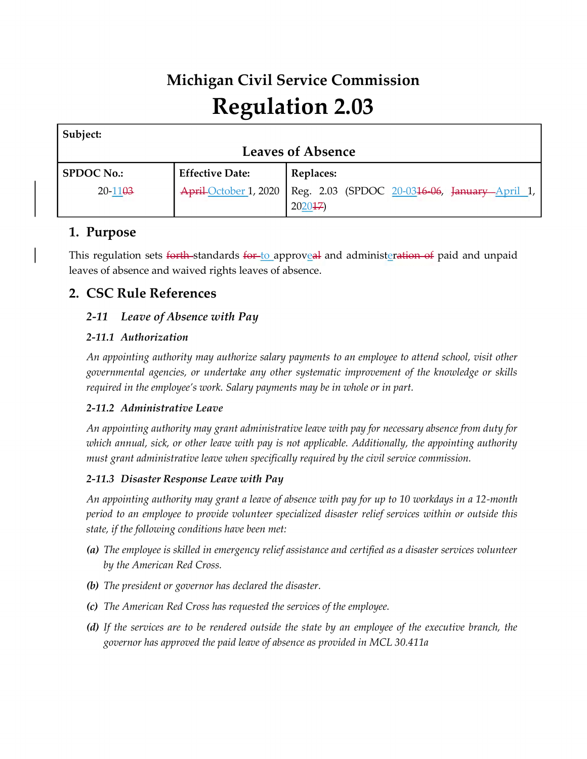# Michigan Civil Service Commission

# Regulation 2.03

| **Subject:** | | |
|---|---|---|
| **Leaves of Absence** | | |
| **SPDOC No.:** | **Effective Date:** | **Replaces:** |
| 20-11~~03~~ | ~~April~~ October 1, 2020 | Reg. 2.03 (SPDOC 20-03~~16-06~~, ~~January~~ April 1, 2020~~17~~) |

## 1. Purpose

This regulation sets ~~forth~~ standards ~~for~~ to approve~~al~~ and administe~~ration of~~ paid and unpaid leaves of absence and waived rights leaves of absence.

## 2. CSC Rule References

### *2-11 Leave of Absence with Pay*

#### *2-11.1 Authorization*

*An appointing authority may authorize salary payments to an employee to attend school, visit other governmental agencies, or undertake any other systematic improvement of the knowledge or skills required in the employee's work. Salary payments may be in whole or in part.*

#### *2-11.2 Administrative Leave*

*An appointing authority may grant administrative leave with pay for necessary absence from duty for which annual, sick, or other leave with pay is not applicable. Additionally, the appointing authority must grant administrative leave when specifically required by the civil service commission.*

#### *2-11.3 Disaster Response Leave with Pay*

*An appointing authority may grant a leave of absence with pay for up to 10 workdays in a 12-month period to an employee to provide volunteer specialized disaster relief services within or outside this state, if the following conditions have been met:*

***(a)*** *The employee is skilled in emergency relief assistance and certified as a disaster services volunteer by the American Red Cross.*

***(b)*** *The president or governor has declared the disaster.*

***(c)*** *The American Red Cross has requested the services of the employee.*

***(d)*** *If the services are to be rendered outside the state by an employee of the executive branch, the governor has approved the paid leave of absence as provided in MCL 30.411a*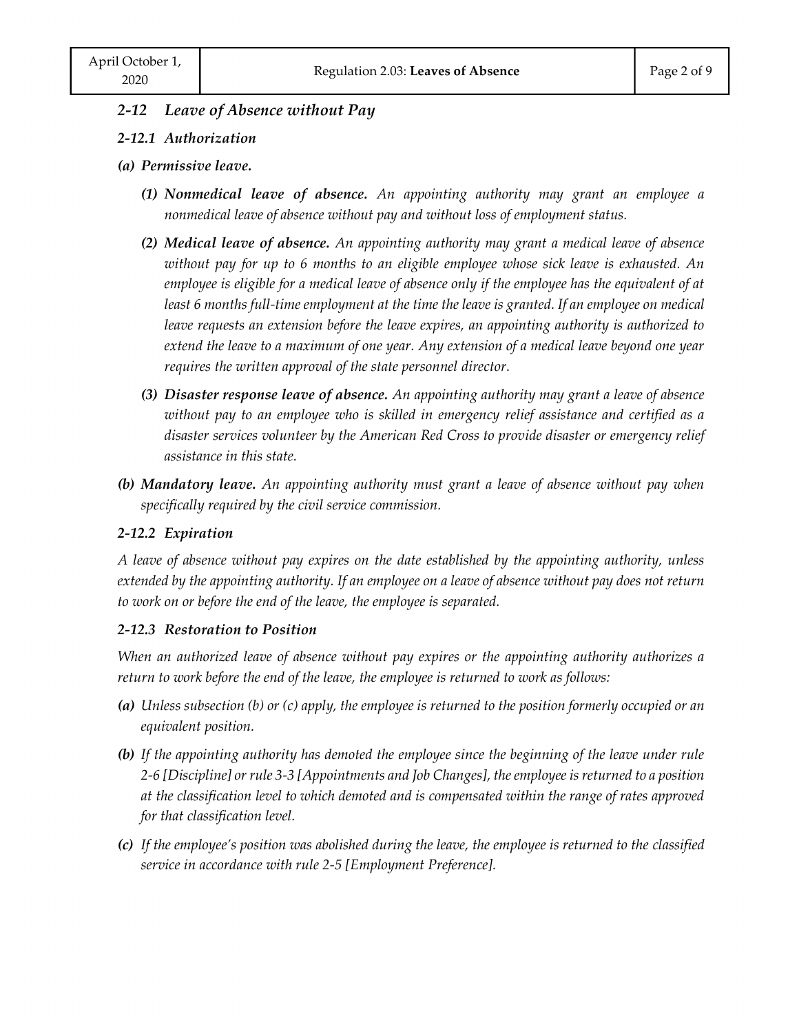## *2-12 Leave of Absence without Pay*

### *2-12.1 Authorization*

***(a) Permissive leave.***

> ***(1) Nonmedical leave of absence.*** *An appointing authority may grant an employee a nonmedical leave of absence without pay and without loss of employment status.*
>
> ***(2) Medical leave of absence.*** *An appointing authority may grant a medical leave of absence without pay for up to 6 months to an eligible employee whose sick leave is exhausted. An employee is eligible for a medical leave of absence only if the employee has the equivalent of at least 6 months full-time employment at the time the leave is granted. If an employee on medical leave requests an extension before the leave expires, an appointing authority is authorized to extend the leave to a maximum of one year. Any extension of a medical leave beyond one year requires the written approval of the state personnel director.*
>
> ***(3) Disaster response leave of absence.*** *An appointing authority may grant a leave of absence without pay to an employee who is skilled in emergency relief assistance and certified as a disaster services volunteer by the American Red Cross to provide disaster or emergency relief assistance in this state.*

***(b) Mandatory leave.*** *An appointing authority must grant a leave of absence without pay when specifically required by the civil service commission.*

### *2-12.2 Expiration*

*A leave of absence without pay expires on the date established by the appointing authority, unless extended by the appointing authority. If an employee on a leave of absence without pay does not return to work on or before the end of the leave, the employee is separated.*

### *2-12.3 Restoration to Position*

*When an authorized leave of absence without pay expires or the appointing authority authorizes a return to work before the end of the leave, the employee is returned to work as follows:*

***(a)*** *Unless subsection (b) or (c) apply, the employee is returned to the position formerly occupied or an equivalent position.*

***(b)*** *If the appointing authority has demoted the employee since the beginning of the leave under rule 2-6 [Discipline] or rule 3-3 [Appointments and Job Changes], the employee is returned to a position at the classification level to which demoted and is compensated within the range of rates approved for that classification level.*

***(c)*** *If the employee's position was abolished during the leave, the employee is returned to the classified service in accordance with rule 2-5 [Employment Preference].*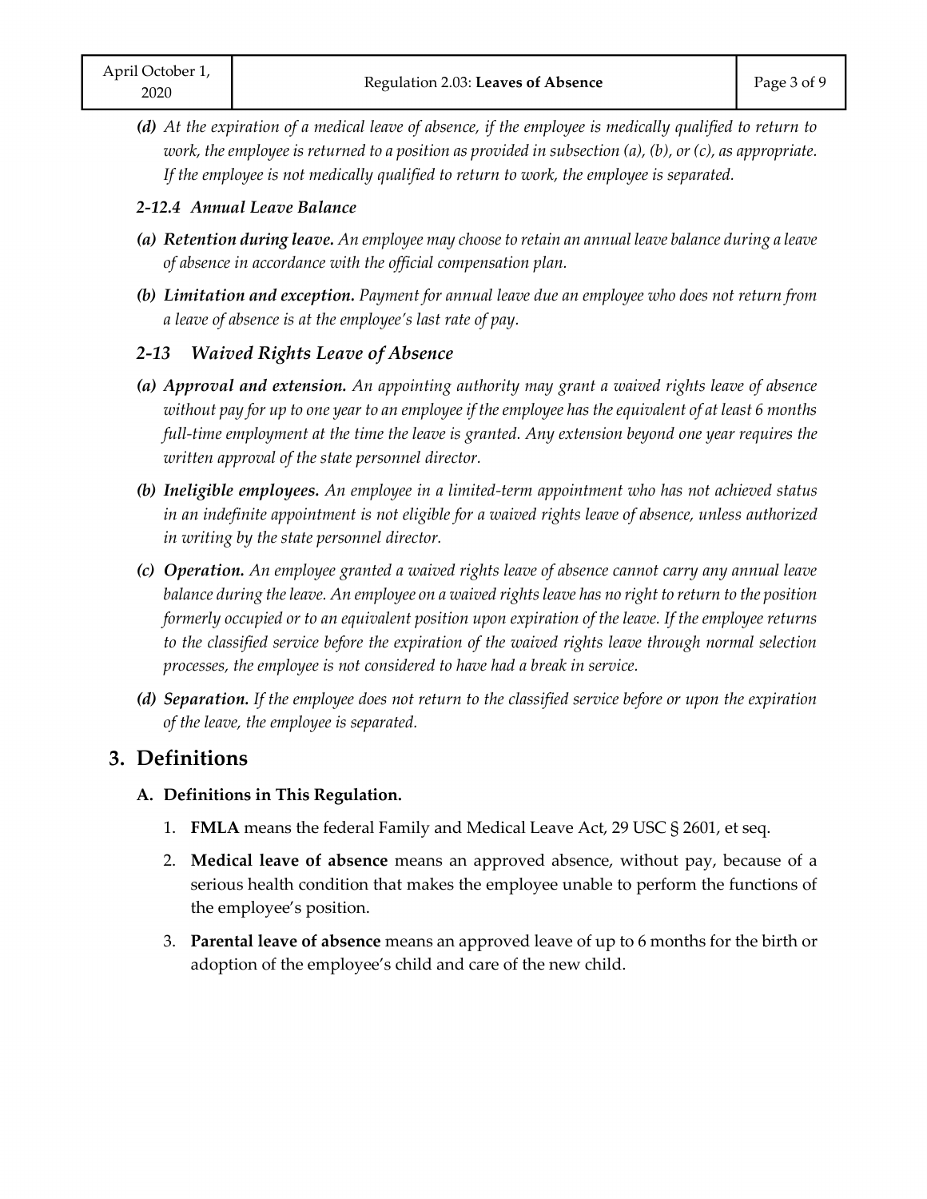*(d) At the expiration of a medical leave of absence, if the employee is medically qualified to return to work, the employee is returned to a position as provided in subsection (a), (b), or (c), as appropriate. If the employee is not medically qualified to return to work, the employee is separated.*

#### *2-12.4 Annual Leave Balance*

*(a) **Retention during leave.** An employee may choose to retain an annual leave balance during a leave of absence in accordance with the official compensation plan.*

*(b) **Limitation and exception.** Payment for annual leave due an employee who does not return from a leave of absence is at the employee's last rate of pay.*

### *2-13 Waived Rights Leave of Absence*

*(a) **Approval and extension.** An appointing authority may grant a waived rights leave of absence without pay for up to one year to an employee if the employee has the equivalent of at least 6 months full-time employment at the time the leave is granted. Any extension beyond one year requires the written approval of the state personnel director.*

*(b) **Ineligible employees.** An employee in a limited-term appointment who has not achieved status in an indefinite appointment is not eligible for a waived rights leave of absence, unless authorized in writing by the state personnel director.*

*(c) **Operation.** An employee granted a waived rights leave of absence cannot carry any annual leave balance during the leave. An employee on a waived rights leave has no right to return to the position formerly occupied or to an equivalent position upon expiration of the leave. If the employee returns to the classified service before the expiration of the waived rights leave through normal selection processes, the employee is not considered to have had a break in service.*

*(d) **Separation.** If the employee does not return to the classified service before or upon the expiration of the leave, the employee is separated.*

## 3. Definitions

### A. Definitions in This Regulation.

1. **FMLA** means the federal Family and Medical Leave Act, 29 USC § 2601, et seq.
2. **Medical leave of absence** means an approved absence, without pay, because of a serious health condition that makes the employee unable to perform the functions of the employee's position.
3. **Parental leave of absence** means an approved leave of up to 6 months for the birth or adoption of the employee's child and care of the new child.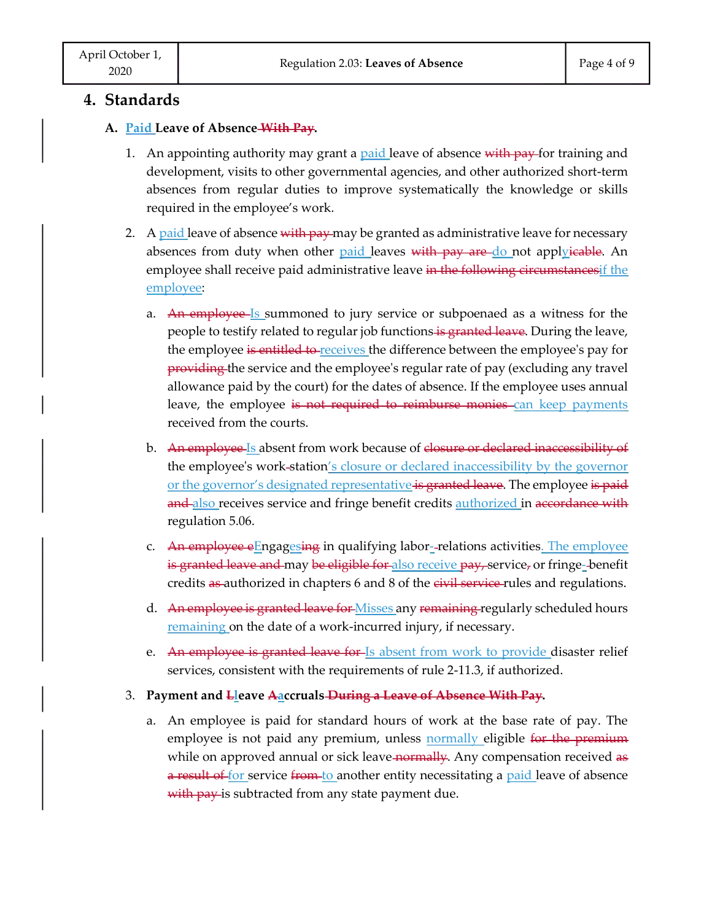## 4. Standards

### A. **Paid Leave of Absence ~~With Pay~~.**

1. An appointing authority may grant a paid leave of absence ~~with pay~~ for training and development, visits to other governmental agencies, and other authorized short-term absences from regular duties to improve systematically the knowledge or skills required in the employee's work.

2. A paid leave of absence ~~with pay~~ may be granted as administrative leave for necessary absences from duty when other paid leaves ~~with pay are~~ do not appl~~icable~~y. An employee shall receive paid administrative leave ~~in the following circumstances~~if the employee:

   a. ~~An employee~~ Is summoned to jury service or subpoenaed as a witness for the people to testify related to regular job functions ~~is granted leave~~. During the leave, the employee ~~is entitled to~~ receives the difference between the employee's pay for ~~providing~~ the service and the employee's regular rate of pay (excluding any travel allowance paid by the court) for the dates of absence. If the employee uses annual leave, the employee ~~is not required to reimburse monies~~ can keep payments received from the courts.

   b. ~~An employee~~ Is absent from work because of ~~closure or declared inaccessibility of~~ the employee's work~~-~~station's closure or declared inaccessibility by the governor or the governor's designated representative ~~is granted leave~~. The employee ~~is paid and~~ also receives service and fringe benefit credits authorized in ~~accordance with~~ regulation 5.06.

   c. ~~An employee e~~Engag~~ing~~es in qualifying labor-relations activities. The employee ~~is granted leave and~~ may ~~be eligible for~~ also receive ~~pay,~~ service~~,~~ or fringe-benefit credits ~~as~~ authorized in chapters 6 and 8 of the ~~civil service~~ rules and regulations.

   d. ~~An employee is granted leave for~~ Misses any ~~remaining~~ regularly scheduled hours remaining on the date of a work-incurred injury, if necessary.

   e. ~~An employee is granted leave for~~ Is absent from work to provide disaster relief services, consistent with the requirements of rule 2-11.3, if authorized.

3. **Payment and ~~L~~leave ~~A~~accruals ~~During a Leave of Absence With Pay~~.**

   a. An employee is paid for standard hours of work at the base rate of pay. The employee is not paid any premium, unless normally eligible ~~for the premium~~ while on approved annual or sick leave ~~normally~~. Any compensation received ~~as a result of~~ for service ~~from~~ to another entity necessitating a paid leave of absence ~~with pay~~ is subtracted from any state payment due.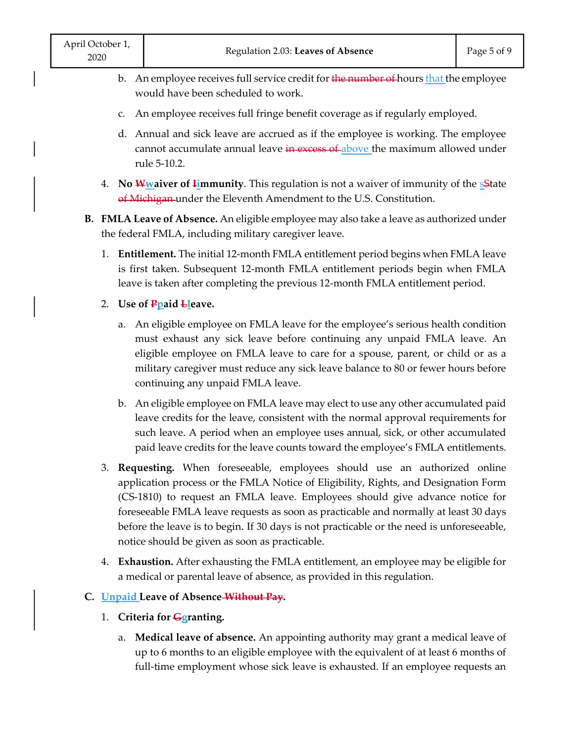b. An employee receives full service credit for ~~the number of~~ hours that the employee would have been scheduled to work.

c. An employee receives full fringe benefit coverage as if regularly employed.

d. Annual and sick leave are accrued as if the employee is working. The employee cannot accumulate annual leave ~~in excess of~~ above the maximum allowed under rule 5-10.2.

4. **No ~~W~~waiver of ~~I~~immunity**. This regulation is not a waiver of immunity of the s~~S~~tate ~~of Michigan~~ under the Eleventh Amendment to the U.S. Constitution.

**B. FMLA Leave of Absence.** An eligible employee may also take a leave as authorized under the federal FMLA, including military caregiver leave.

1. **Entitlement.** The initial 12-month FMLA entitlement period begins when FMLA leave is first taken. Subsequent 12-month FMLA entitlement periods begin when FMLA leave is taken after completing the previous 12-month FMLA entitlement period.

2. **Use of ~~P~~paid ~~L~~leave.**

   a. An eligible employee on FMLA leave for the employee's serious health condition must exhaust any sick leave before continuing any unpaid FMLA leave. An eligible employee on FMLA leave to care for a spouse, parent, or child or as a military caregiver must reduce any sick leave balance to 80 or fewer hours before continuing any unpaid FMLA leave.

   b. An eligible employee on FMLA leave may elect to use any other accumulated paid leave credits for the leave, consistent with the normal approval requirements for such leave. A period when an employee uses annual, sick, or other accumulated paid leave credits for the leave counts toward the employee's FMLA entitlements.

3. **Requesting.** When foreseeable, employees should use an authorized online application process or the FMLA Notice of Eligibility, Rights, and Designation Form (CS-1810) to request an FMLA leave. Employees should give advance notice for foreseeable FMLA leave requests as soon as practicable and normally at least 30 days before the leave is to begin. If 30 days is not practicable or the need is unforeseeable, notice should be given as soon as practicable.

4. **Exhaustion.** After exhausting the FMLA entitlement, an employee may be eligible for a medical or parental leave of absence, as provided in this regulation.

**C. Unpaid Leave of Absence ~~Without Pay~~.**

1. **Criteria for ~~G~~granting.**

   a. **Medical leave of absence.** An appointing authority may grant a medical leave of up to 6 months to an eligible employee with the equivalent of at least 6 months of full-time employment whose sick leave is exhausted. If an employee requests an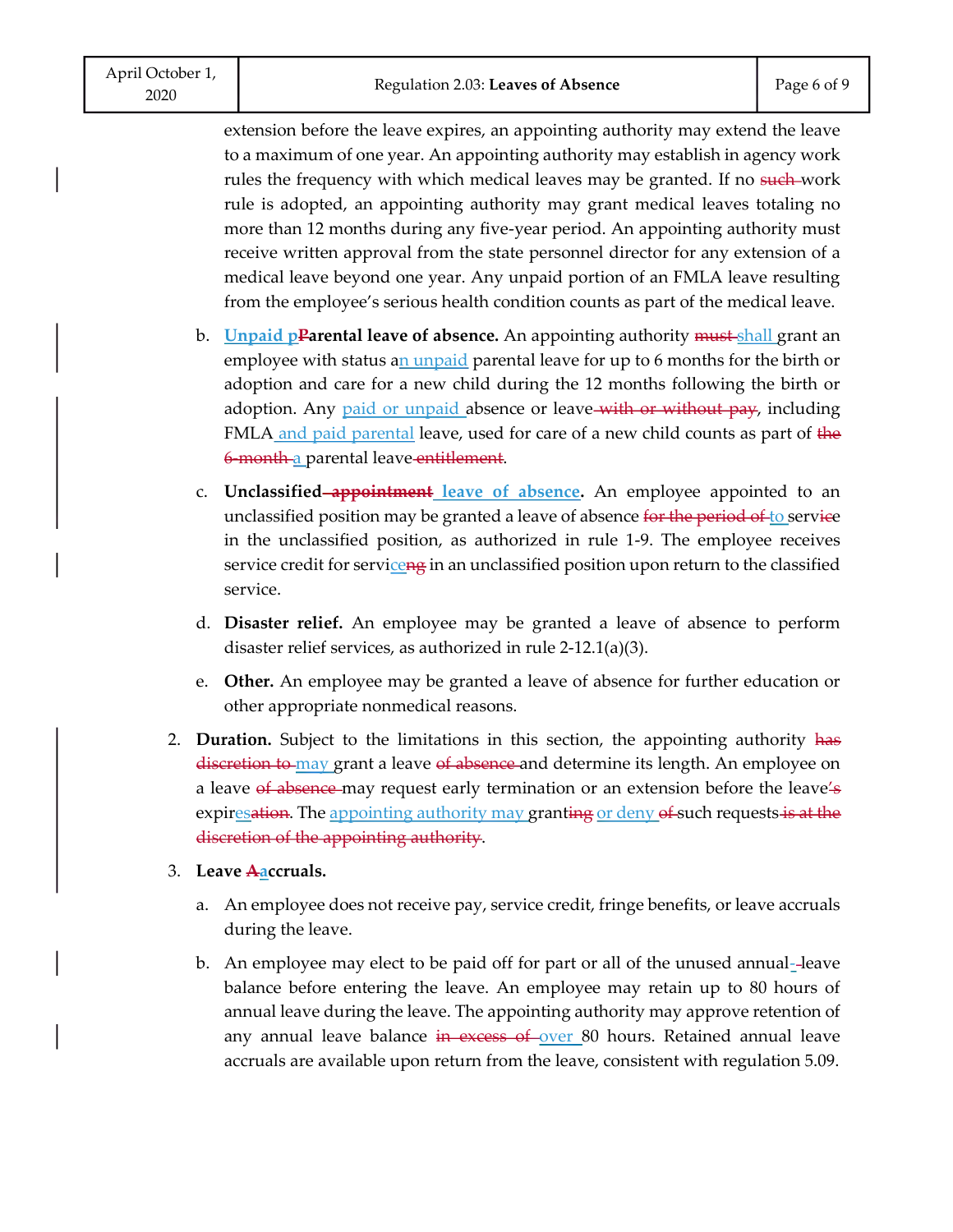extension before the leave expires, an appointing authority may extend the leave to a maximum of one year. An appointing authority may establish in agency work rules the frequency with which medical leaves may be granted. If no ~~such~~ work rule is adopted, an appointing authority may grant medical leaves totaling no more than 12 months during any five-year period. An appointing authority must receive written approval from the state personnel director for any extension of a medical leave beyond one year. Any unpaid portion of an FMLA leave resulting from the employee's serious health condition counts as part of the medical leave.

b. **Unpaid p~~P~~arental leave of absence.** An appointing authority ~~must~~ shall grant an employee with status an unpaid parental leave for up to 6 months for the birth or adoption and care for a new child during the 12 months following the birth or adoption. Any paid or unpaid absence or leave ~~with or without pay~~, including FMLA and paid parental leave, used for care of a new child counts as part of ~~the 6-month~~ a parental leave ~~entitlement~~.

c. **Unclassified ~~appointment~~ leave of absence.** An employee appointed to an unclassified position may be granted a leave of absence ~~for the period of~~ to servi~~ce~~e in the unclassified position, as authorized in rule 1-9. The employee receives service credit for servic~~e~~ce~~ng~~ in an unclassified position upon return to the classified service.

d. **Disaster relief.** An employee may be granted a leave of absence to perform disaster relief services, as authorized in rule 2-12.1(a)(3).

e. **Other.** An employee may be granted a leave of absence for further education or other appropriate nonmedical reasons.

2. **Duration.** Subject to the limitations in this section, the appointing authority ~~has discretion to~~ may grant a leave ~~of absence~~ and determine its length. An employee on a leave ~~of absence~~ may request early termination or an extension before the leave~~'s~~ expir~~es~~es~~ation~~. The appointing authority may grant~~ing~~ or deny ~~of~~ such requests ~~is at the discretion of the appointing authority~~.

3. **Leave ~~A~~accruals.**

a. An employee does not receive pay, service credit, fringe benefits, or leave accruals during the leave.

b. An employee may elect to be paid off for part or all of the unused annual ~~-~~leave balance before entering the leave. An employee may retain up to 80 hours of annual leave during the leave. The appointing authority may approve retention of any annual leave balance ~~in excess of~~ over 80 hours. Retained annual leave accruals are available upon return from the leave, consistent with regulation 5.09.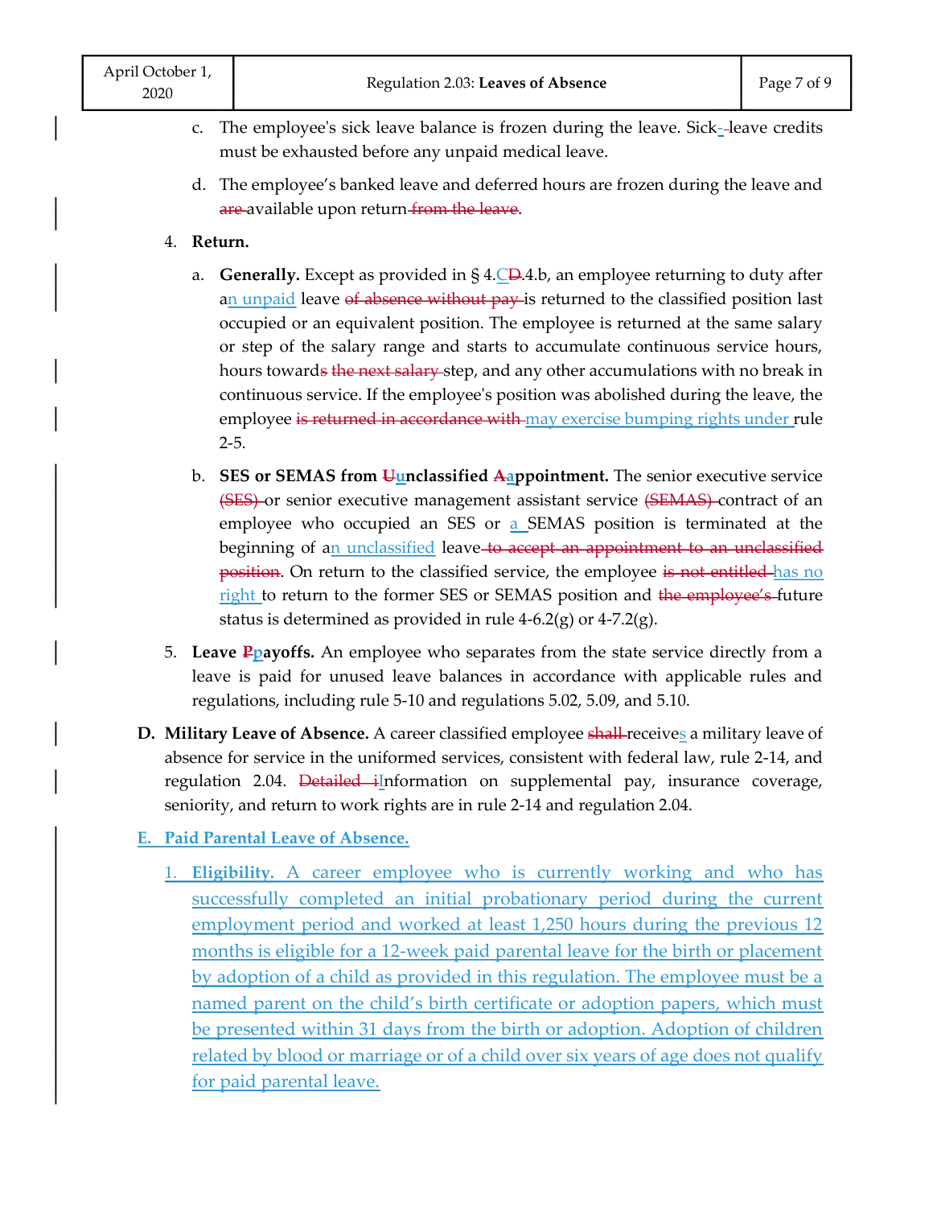c. The employee's sick leave balance is frozen during the leave. Sick-leave credits must be exhausted before any unpaid medical leave.

d. The employee's banked leave and deferred hours are frozen during the leave and ~~are~~ available upon return ~~from the leave~~.

4. **Return.**

   a. **Generally.** Except as provided in § 4.C~~D~~.4.b, an employee returning to duty after an unpaid leave ~~of absence without pay~~ is returned to the classified position last occupied or an equivalent position. The employee is returned at the same salary or step of the salary range and starts to accumulate continuous service hours, hours toward~~s the next salary~~ step, and any other accumulations with no break in continuous service. If the employee's position was abolished during the leave, the employee ~~is returned in accordance with~~ may exercise bumping rights under rule 2-5.

   b. **SES or SEMAS from ~~U~~unclassified ~~A~~appointment.** The senior executive service ~~(SES)~~ or senior executive management assistant service ~~(SEMAS)~~ contract of an employee who occupied an SES or a SEMAS position is terminated at the beginning of an unclassified leave ~~to accept an appointment to an unclassified position~~. On return to the classified service, the employee ~~is not entitled~~ has no right to return to the former SES or SEMAS position and ~~the employee's~~ future status is determined as provided in rule 4-6.2(g) or 4-7.2(g).

5. **Leave ~~P~~payoffs.** An employee who separates from the state service directly from a leave is paid for unused leave balances in accordance with applicable rules and regulations, including rule 5-10 and regulations 5.02, 5.09, and 5.10.

**D. Military Leave of Absence.** A career classified employee ~~shall~~ receives a military leave of absence for service in the uniformed services, consistent with federal law, rule 2-14, and regulation 2.04. ~~Detailed i~~Information on supplemental pay, insurance coverage, seniority, and return to work rights are in rule 2-14 and regulation 2.04.

**E. Paid Parental Leave of Absence.**

1. **Eligibility.** A career employee who is currently working and who has successfully completed an initial probationary period during the current employment period and worked at least 1,250 hours during the previous 12 months is eligible for a 12-week paid parental leave for the birth or placement by adoption of a child as provided in this regulation. The employee must be a named parent on the child's birth certificate or adoption papers, which must be presented within 31 days from the birth or adoption. Adoption of children related by blood or marriage or of a child over six years of age does not qualify for paid parental leave.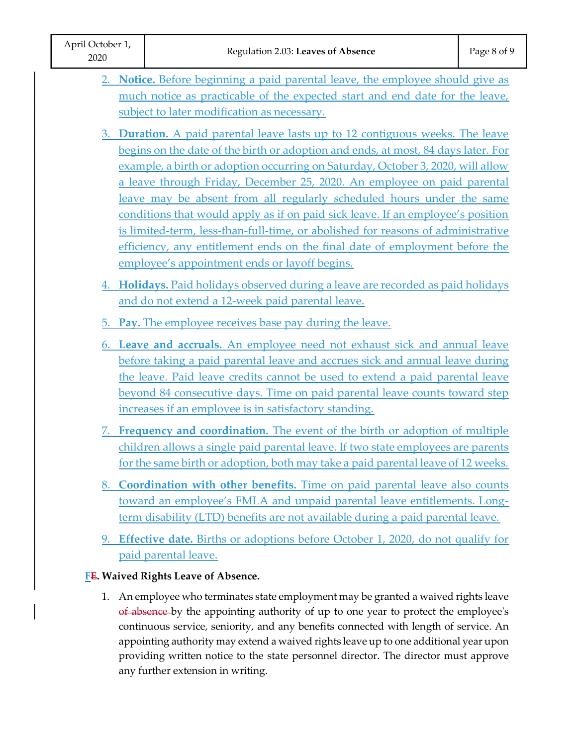2. **Notice.** Before beginning a paid parental leave, the employee should give as much notice as practicable of the expected start and end date for the leave, subject to later modification as necessary.

3. **Duration.** A paid parental leave lasts up to 12 contiguous weeks. The leave begins on the date of the birth or adoption and ends, at most, 84 days later. For example, a birth or adoption occurring on Saturday, October 3, 2020, will allow a leave through Friday, December 25, 2020. An employee on paid parental leave may be absent from all regularly scheduled hours under the same conditions that would apply as if on paid sick leave. If an employee's position is limited-term, less-than-full-time, or abolished for reasons of administrative efficiency, any entitlement ends on the final date of employment before the employee's appointment ends or layoff begins.

4. **Holidays.** Paid holidays observed during a leave are recorded as paid holidays and do not extend a 12-week paid parental leave.

5. **Pay.** The employee receives base pay during the leave.

6. **Leave and accruals.** An employee need not exhaust sick and annual leave before taking a paid parental leave and accrues sick and annual leave during the leave. Paid leave credits cannot be used to extend a paid parental leave beyond 84 consecutive days. Time on paid parental leave counts toward step increases if an employee is in satisfactory standing.

7. **Frequency and coordination.** The event of the birth or adoption of multiple children allows a single paid parental leave. If two state employees are parents for the same birth or adoption, both may take a paid parental leave of 12 weeks.

8. **Coordination with other benefits.** Time on paid parental leave also counts toward an employee's FMLA and unpaid parental leave entitlements. Long-term disability (LTD) benefits are not available during a paid parental leave.

9. **Effective date.** Births or adoptions before October 1, 2020, do not qualify for paid parental leave.

**F~~E~~. Waived Rights Leave of Absence.**

1. An employee who terminates state employment may be granted a waived rights leave ~~of absence~~ by the appointing authority of up to one year to protect the employee's continuous service, seniority, and any benefits connected with length of service. An appointing authority may extend a waived rights leave up to one additional year upon providing written notice to the state personnel director. The director must approve any further extension in writing.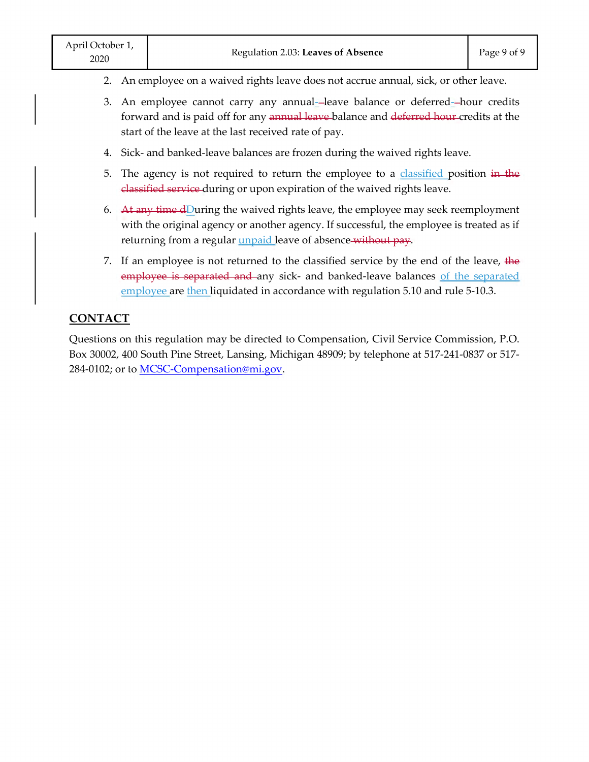2. An employee on a waived rights leave does not accrue annual, sick, or other leave.
3. An employee cannot carry any annual-~~-~~leave balance or deferred-~~-~~hour credits forward and is paid off for any ~~annual leave~~ balance and ~~deferred hour~~ credits at the start of the leave at the last received rate of pay.
4. Sick- and banked-leave balances are frozen during the waived rights leave.
5. The agency is not required to return the employee to a classified position ~~in the classified service~~ during or upon expiration of the waived rights leave.
6. ~~At any time d~~During the waived rights leave, the employee may seek reemployment with the original agency or another agency. If successful, the employee is treated as if returning from a regular unpaid leave of absence ~~without pay~~.
7. If an employee is not returned to the classified service by the end of the leave, ~~the employee is separated and~~ any sick- and banked-leave balances of the separated employee are then liquidated in accordance with regulation 5.10 and rule 5-10.3.

## CONTACT

Questions on this regulation may be directed to Compensation, Civil Service Commission, P.O. Box 30002, 400 South Pine Street, Lansing, Michigan 48909; by telephone at 517-241-0837 or 517-284-0102; or to MCSC-Compensation@mi.gov.